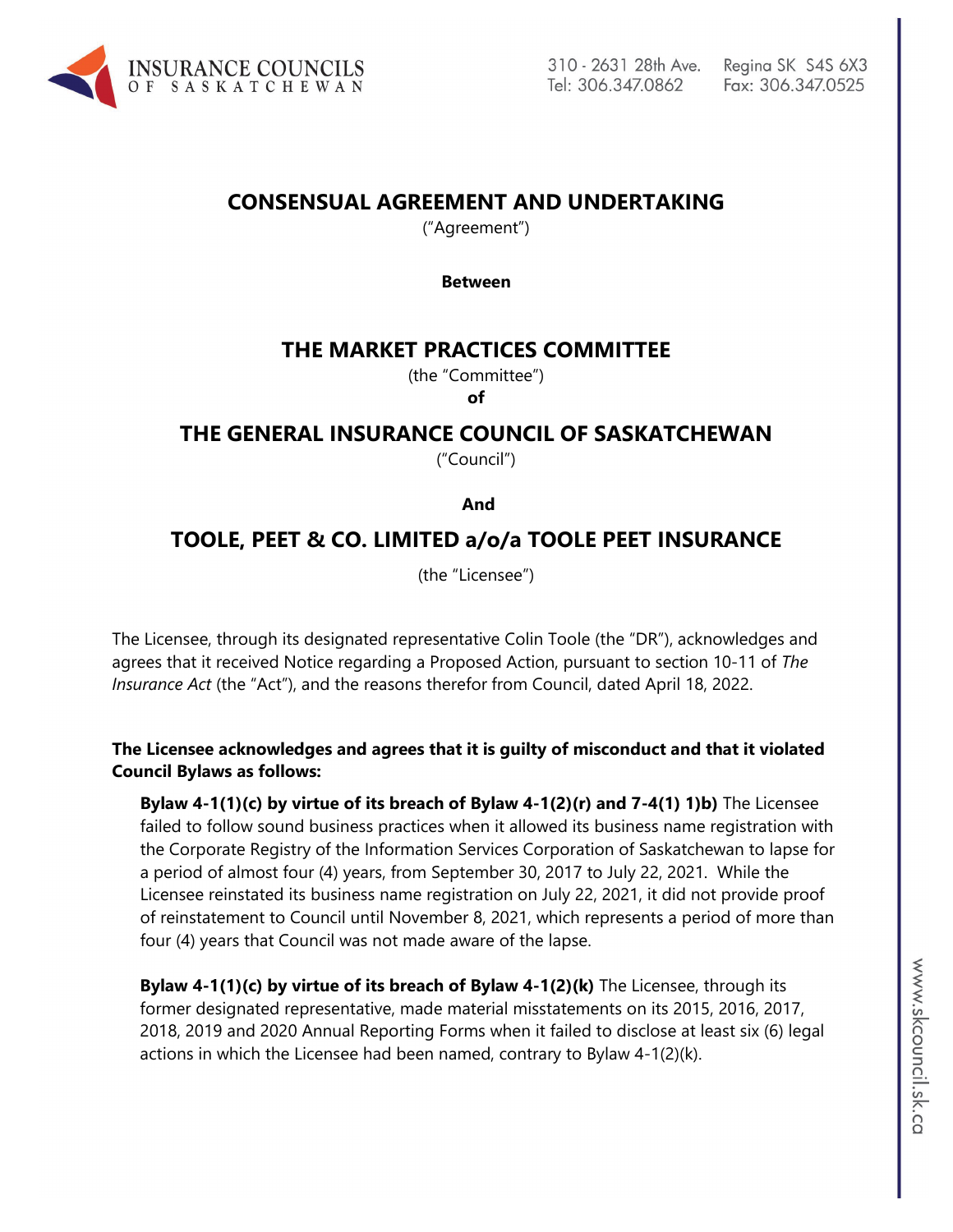# CONSENSUAL AGREEMENT AND UNDERTAKING

("Agreement")

**Between**

## THE MARKET PRACTICES COMMITTEE

(the "Committee")

**of**

## THE GENERAL INSURANCE COUNCIL OF SASKATCHEWAN

("Council")

**And**

## TOOLE, PEET & CO. LIMITED a/o/a TOOLE PEET INSURANCE

(the "Licensee")

The Licensee, through its designated representative Colin Toole (the "DR"), acknowledges and agrees that it received Notice regarding a Proposed Action, pursuant to section 10-11 of *The Insurance Act* (the "Act"), and the reasons therefor from Council, dated April 18, 2022.

**The Licensee acknowledges and agrees that it is guilty of misconduct and that it violated Council Bylaws as follows:**

**Bylaw 4-1(1)(c) by virtue of its breach of Bylaw 4-1(2)(r) and 7-4(1) 1)b)** The Licensee failed to follow sound business practices when it allowed its business name registration with the Corporate Registry of the Information Services Corporation of Saskatchewan to lapse for a period of almost four (4) years, from September 30, 2017 to July 22, 2021. While the Licensee reinstated its business name registration on July 22, 2021, it did not provide proof of reinstatement to Council until November 8, 2021, which represents a period of more than four (4) years that Council was not made aware of the lapse.

**Bylaw 4-1(1)(c) by virtue of its breach of Bylaw 4-1(2)(k)** The Licensee, through its former designated representative, made material misstatements on its 2015, 2016, 2017, 2018, 2019 and 2020 Annual Reporting Forms when it failed to disclose at least six (6) legal actions in which the Licensee had been named, contrary to Bylaw 4-1(2)(k).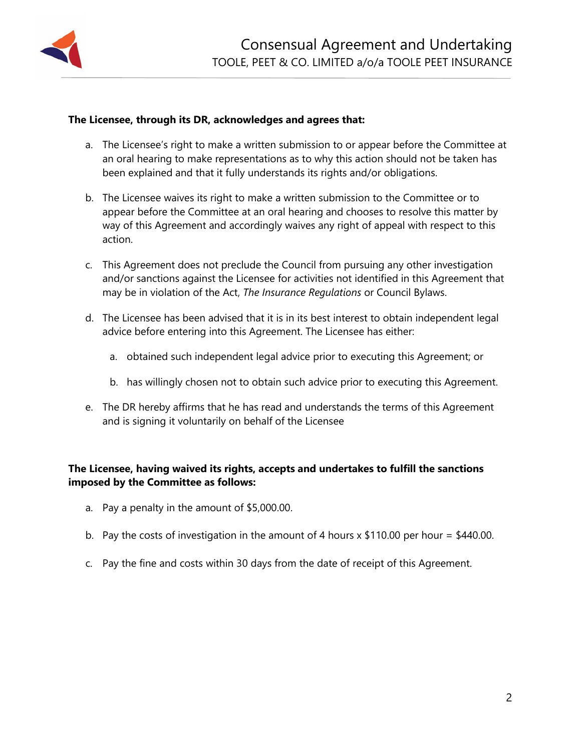**The Licensee, through its DR, acknowledges and agrees that:**

a. The Licensee's right to make a written submission to or appear before the Committee at an oral hearing to make representations as to why this action should not be taken has been explained and that it fully understands its rights and/or obligations.

b. The Licensee waives its right to make a written submission to the Committee or to appear before the Committee at an oral hearing and chooses to resolve this matter by way of this Agreement and accordingly waives any right of appeal with respect to this action.

c. This Agreement does not preclude the Council from pursuing any other investigation and/or sanctions against the Licensee for activities not identified in this Agreement that may be in violation of the Act, *The Insurance Regulations* or Council Bylaws.

d. The Licensee has been advised that it is in its best interest to obtain independent legal advice before entering into this Agreement. The Licensee has either:

   a. obtained such independent legal advice prior to executing this Agreement; or

   b. has willingly chosen not to obtain such advice prior to executing this Agreement.

e. The DR hereby affirms that he has read and understands the terms of this Agreement and is signing it voluntarily on behalf of the Licensee

**The Licensee, having waived its rights, accepts and undertakes to fulfill the sanctions imposed by the Committee as follows:**

a. Pay a penalty in the amount of $5,000.00.

b. Pay the costs of investigation in the amount of 4 hours x $110.00 per hour = $440.00.

c. Pay the fine and costs within 30 days from the date of receipt of this Agreement.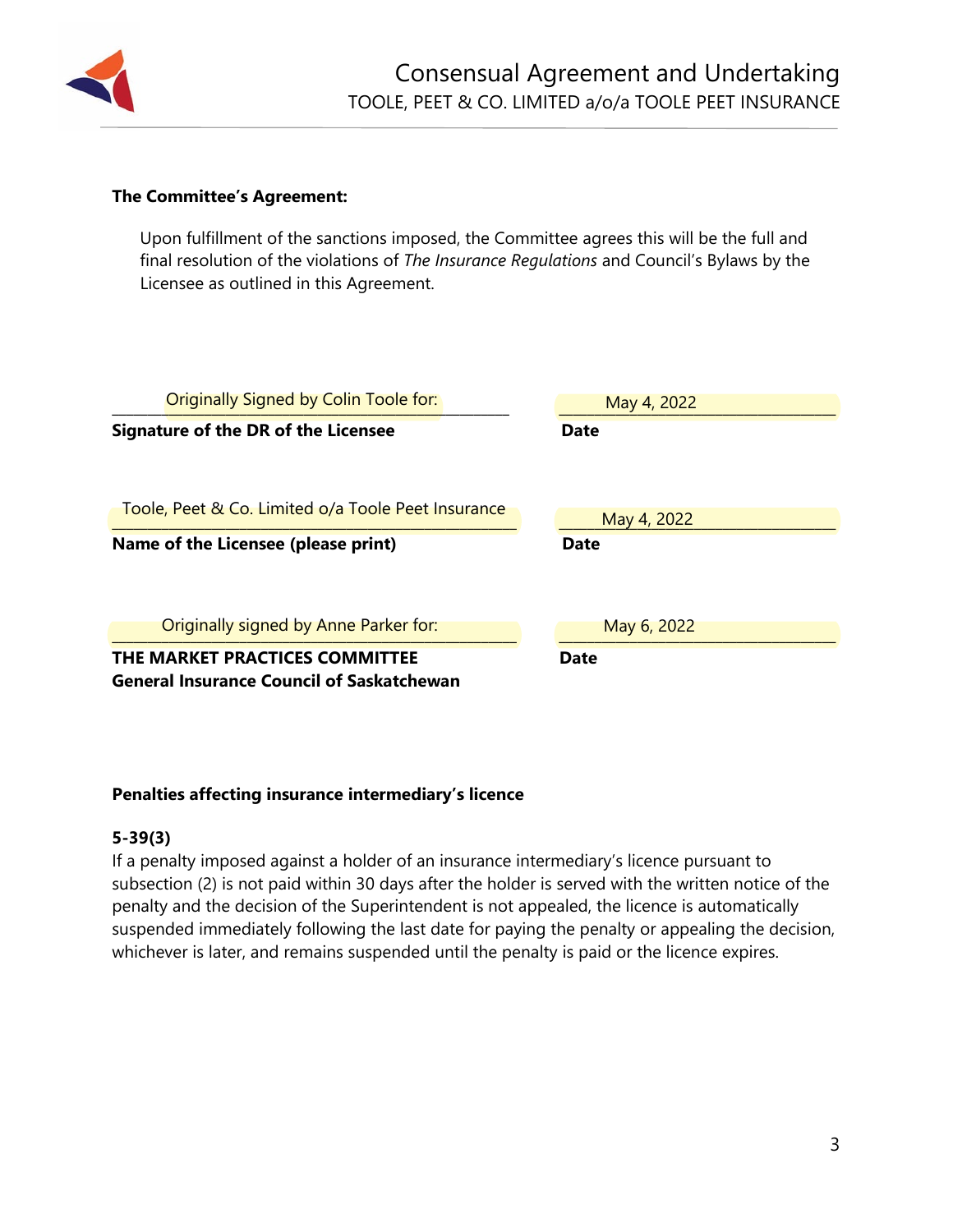**The Committee's Agreement:**

Upon fulfillment of the sanctions imposed, the Committee agrees this will be the full and final resolution of the violations of *The Insurance Regulations* and Council's Bylaws by the Licensee as outlined in this Agreement.

| | |
|---|---|
| Originally Signed by Colin Toole for: | May 4, 2022 |
| **Signature of the DR of the Licensee** | **Date** |
| Toole, Peet & Co. Limited o/a Toole Peet Insurance | May 4, 2022 |
| **Name of the Licensee (please print)** | **Date** |
| Originally signed by Anne Parker for: | May 6, 2022 |
| **THE MARKET PRACTICES COMMITTEE**<br>**General Insurance Council of Saskatchewan** | **Date** |

**Penalties affecting insurance intermediary's licence**

**5-39(3)**
If a penalty imposed against a holder of an insurance intermediary's licence pursuant to subsection (2) is not paid within 30 days after the holder is served with the written notice of the penalty and the decision of the Superintendent is not appealed, the licence is automatically suspended immediately following the last date for paying the penalty or appealing the decision, whichever is later, and remains suspended until the penalty is paid or the licence expires.